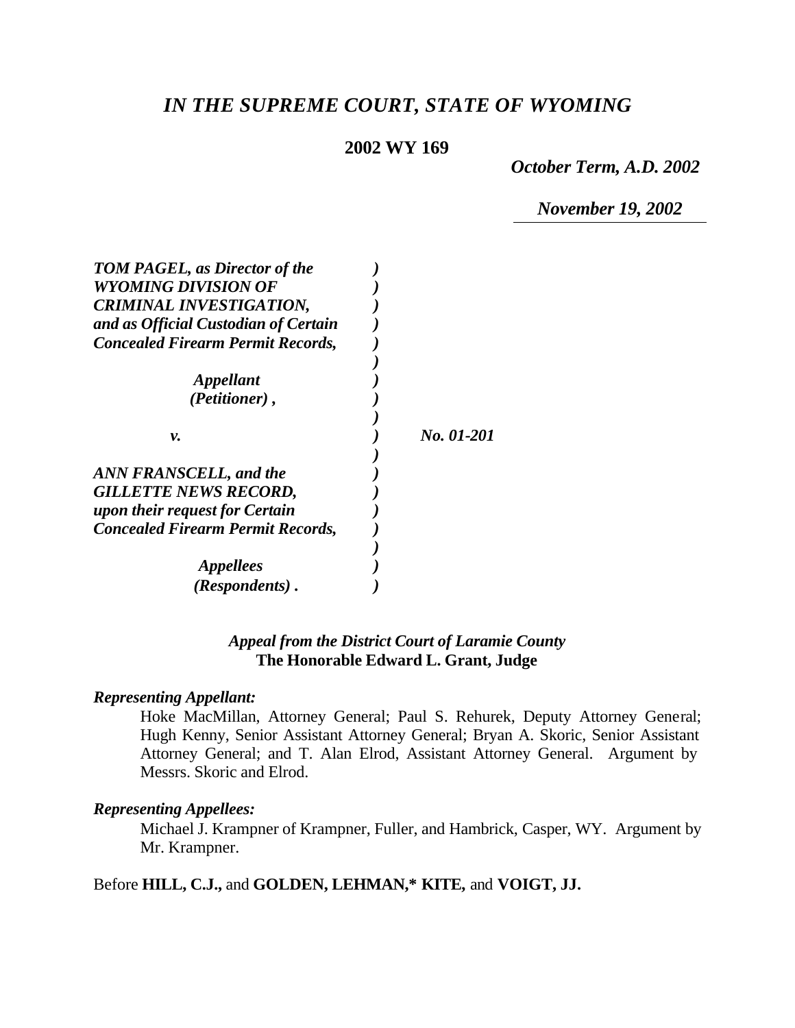# *IN THE SUPREME COURT, STATE OF WYOMING*

**2002 WY 169**

***October Term, A.D. 2002***

***November 19, 2002***

| | | |
|---|---|---|
| ***TOM PAGEL, as Director of the WYOMING DIVISION OF CRIMINAL INVESTIGATION, and as Official Custodian of Certain Concealed Firearm Permit Records,*** | ***)*** | |
| ***Appellant (Petitioner) ,*** | ***)*** | |
| ***v.*** | ***)*** | ***No. 01-201*** |
| ***ANN FRANSCELL, and the GILLETTE NEWS RECORD, upon their request for Certain Concealed Firearm Permit Records,*** | ***)*** | |
| ***Appellees (Respondents) .*** | ***)*** | |

***Appeal from the District Court of Laramie County***
**The Honorable Edward L. Grant, Judge**

***Representing Appellant:***

Hoke MacMillan, Attorney General; Paul S. Rehurek, Deputy Attorney General; Hugh Kenny, Senior Assistant Attorney General; Bryan A. Skoric, Senior Assistant Attorney General; and T. Alan Elrod, Assistant Attorney General. Argument by Messrs. Skoric and Elrod.

***Representing Appellees:***

Michael J. Krampner of Krampner, Fuller, and Hambrick, Casper, WY. Argument by Mr. Krampner.

Before **HILL, C.J.,** and **GOLDEN, LEHMAN,\* KITE,** and **VOIGT, JJ.**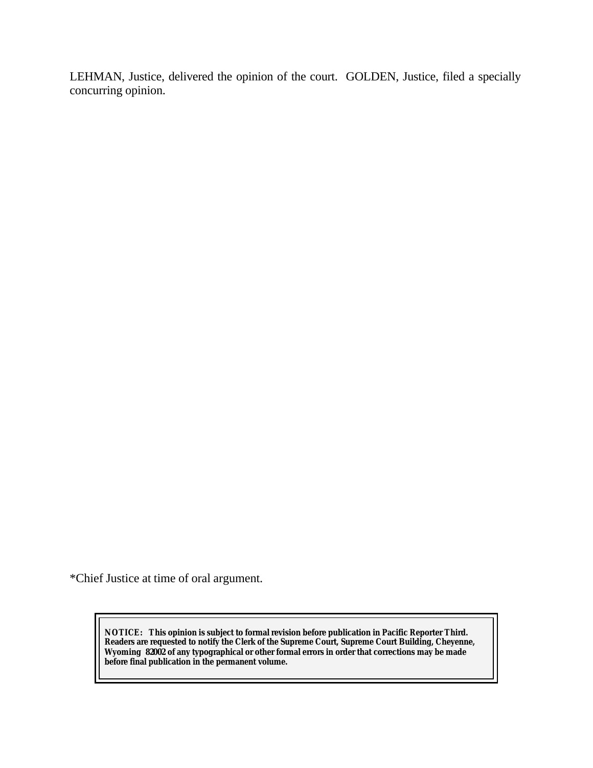LEHMAN, Justice, delivered the opinion of the court. GOLDEN, Justice, filed a specially concurring opinion.

*Chief Justice at time of oral argument.

**NOTICE: This opinion is subject to formal revision before publication in Pacific Reporter Third. Readers are requested to notify the Clerk of the Supreme Court, Supreme Court Building, Cheyenne, Wyoming 82002 of any typographical or other formal errors in order that corrections may be made before final publication in the permanent volume.**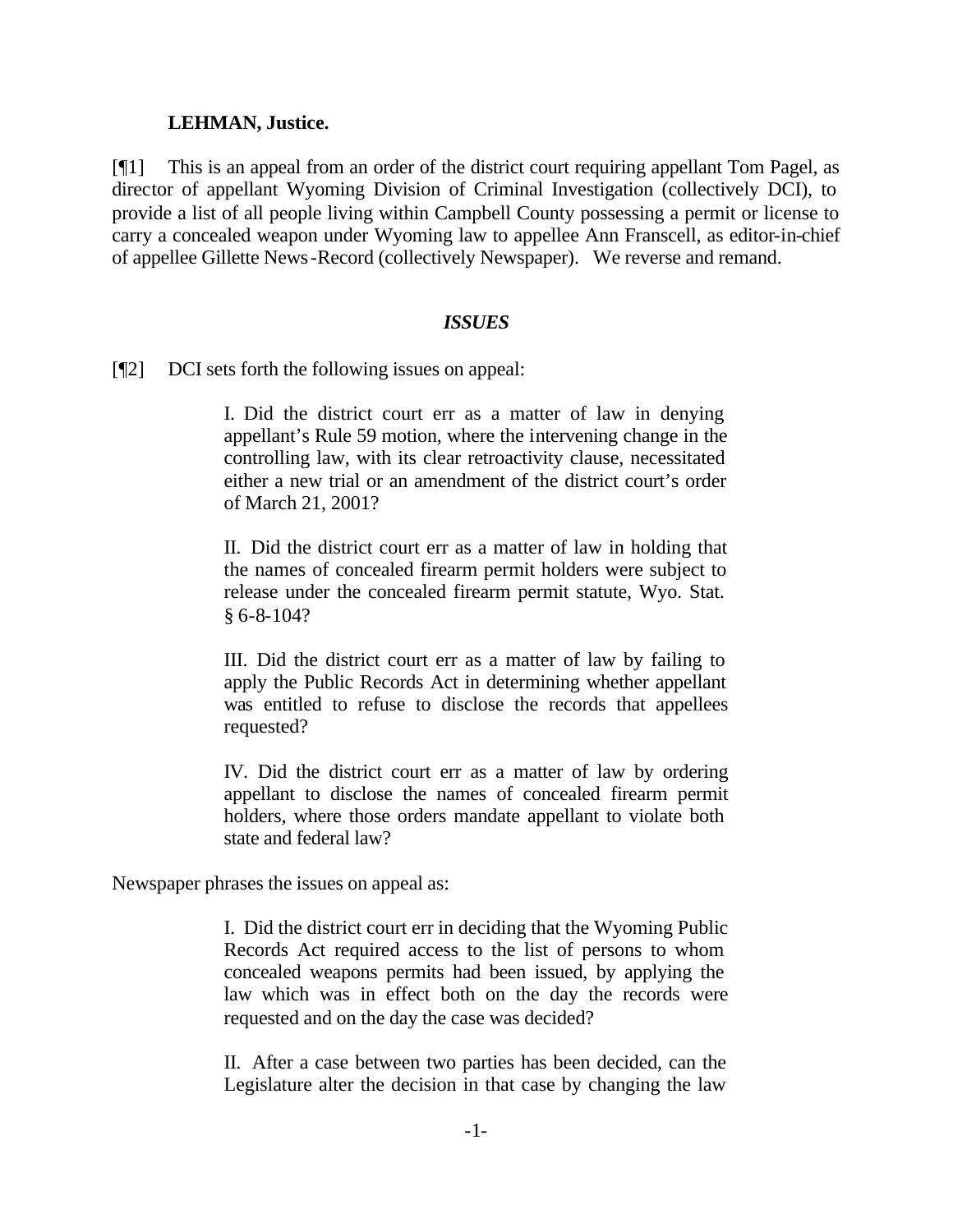**LEHMAN, Justice.**

[¶1] This is an appeal from an order of the district court requiring appellant Tom Pagel, as director of appellant Wyoming Division of Criminal Investigation (collectively DCI), to provide a list of all people living within Campbell County possessing a permit or license to carry a concealed weapon under Wyoming law to appellee Ann Franscell, as editor-in-chief of appellee Gillette News-Record (collectively Newspaper). We reverse and remand.

### *ISSUES*

[¶2] DCI sets forth the following issues on appeal:

> I. Did the district court err as a matter of law in denying appellant's Rule 59 motion, where the intervening change in the controlling law, with its clear retroactivity clause, necessitated either a new trial or an amendment of the district court's order of March 21, 2001?
>
> II. Did the district court err as a matter of law in holding that the names of concealed firearm permit holders were subject to release under the concealed firearm permit statute, Wyo. Stat. § 6-8-104?
>
> III. Did the district court err as a matter of law by failing to apply the Public Records Act in determining whether appellant was entitled to refuse to disclose the records that appellees requested?
>
> IV. Did the district court err as a matter of law by ordering appellant to disclose the names of concealed firearm permit holders, where those orders mandate appellant to violate both state and federal law?

Newspaper phrases the issues on appeal as:

> I. Did the district court err in deciding that the Wyoming Public Records Act required access to the list of persons to whom concealed weapons permits had been issued, by applying the law which was in effect both on the day the records were requested and on the day the case was decided?
>
> II. After a case between two parties has been decided, can the Legislature alter the decision in that case by changing the law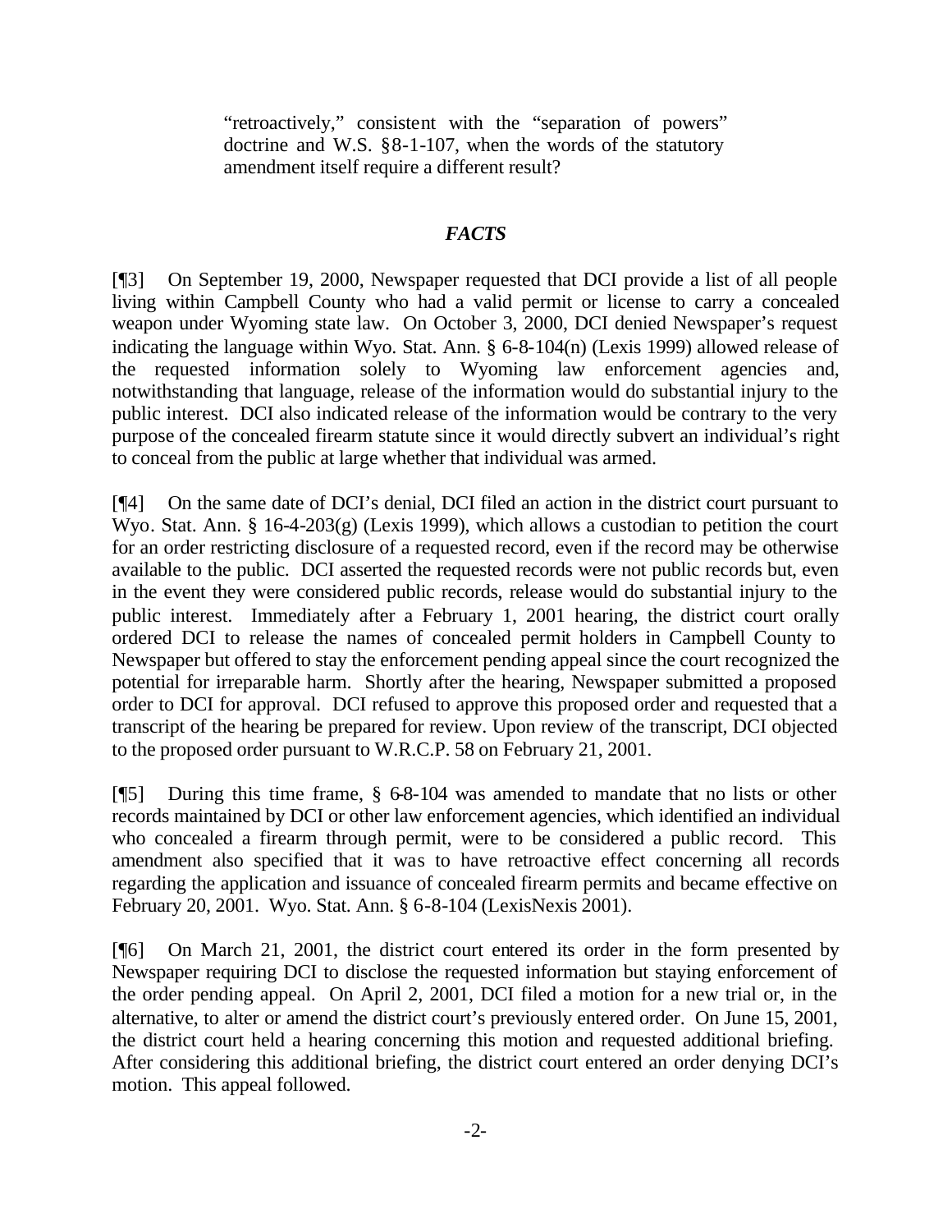> "retroactively," consistent with the "separation of powers" doctrine and W.S. §8-1-107, when the words of the statutory amendment itself require a different result?

### *FACTS*

[¶3] On September 19, 2000, Newspaper requested that DCI provide a list of all people living within Campbell County who had a valid permit or license to carry a concealed weapon under Wyoming state law. On October 3, 2000, DCI denied Newspaper's request indicating the language within Wyo. Stat. Ann. § 6-8-104(n) (Lexis 1999) allowed release of the requested information solely to Wyoming law enforcement agencies and, notwithstanding that language, release of the information would do substantial injury to the public interest. DCI also indicated release of the information would be contrary to the very purpose of the concealed firearm statute since it would directly subvert an individual's right to conceal from the public at large whether that individual was armed.

[¶4] On the same date of DCI's denial, DCI filed an action in the district court pursuant to Wyo. Stat. Ann. § 16-4-203(g) (Lexis 1999), which allows a custodian to petition the court for an order restricting disclosure of a requested record, even if the record may be otherwise available to the public. DCI asserted the requested records were not public records but, even in the event they were considered public records, release would do substantial injury to the public interest. Immediately after a February 1, 2001 hearing, the district court orally ordered DCI to release the names of concealed permit holders in Campbell County to Newspaper but offered to stay the enforcement pending appeal since the court recognized the potential for irreparable harm. Shortly after the hearing, Newspaper submitted a proposed order to DCI for approval. DCI refused to approve this proposed order and requested that a transcript of the hearing be prepared for review. Upon review of the transcript, DCI objected to the proposed order pursuant to W.R.C.P. 58 on February 21, 2001.

[¶5] During this time frame, § 6-8-104 was amended to mandate that no lists or other records maintained by DCI or other law enforcement agencies, which identified an individual who concealed a firearm through permit, were to be considered a public record. This amendment also specified that it was to have retroactive effect concerning all records regarding the application and issuance of concealed firearm permits and became effective on February 20, 2001. Wyo. Stat. Ann. § 6-8-104 (LexisNexis 2001).

[¶6] On March 21, 2001, the district court entered its order in the form presented by Newspaper requiring DCI to disclose the requested information but staying enforcement of the order pending appeal. On April 2, 2001, DCI filed a motion for a new trial or, in the alternative, to alter or amend the district court's previously entered order. On June 15, 2001, the district court held a hearing concerning this motion and requested additional briefing. After considering this additional briefing, the district court entered an order denying DCI's motion. This appeal followed.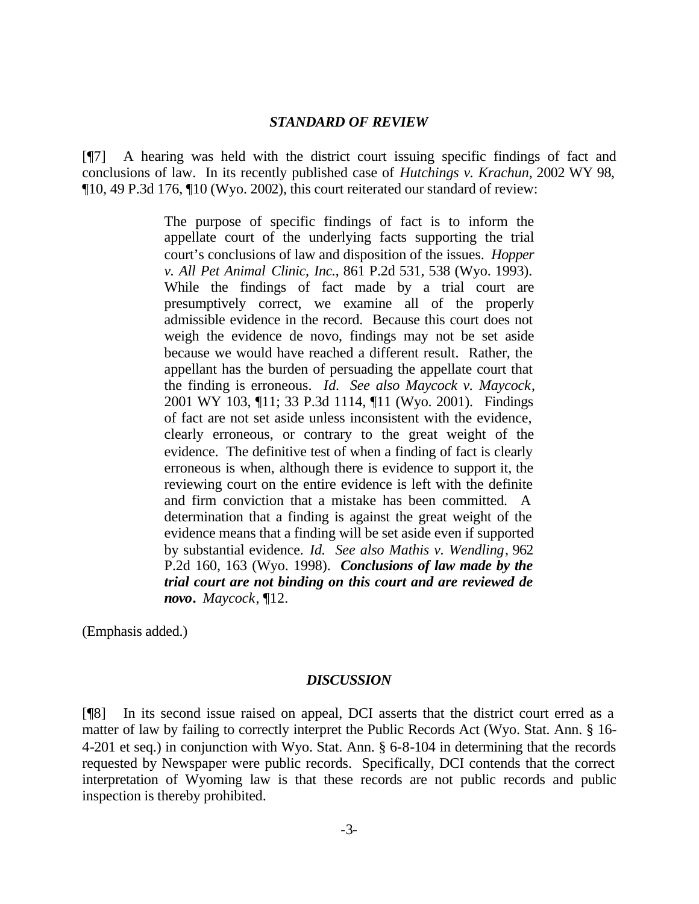### *STANDARD OF REVIEW*

[¶7] A hearing was held with the district court issuing specific findings of fact and conclusions of law. In its recently published case of *Hutchings v. Krachun*, 2002 WY 98, ¶10, 49 P.3d 176, ¶10 (Wyo. 2002), this court reiterated our standard of review:

> The purpose of specific findings of fact is to inform the appellate court of the underlying facts supporting the trial court's conclusions of law and disposition of the issues. *Hopper v. All Pet Animal Clinic, Inc.*, 861 P.2d 531, 538 (Wyo. 1993). While the findings of fact made by a trial court are presumptively correct, we examine all of the properly admissible evidence in the record. Because this court does not weigh the evidence de novo, findings may not be set aside because we would have reached a different result. Rather, the appellant has the burden of persuading the appellate court that the finding is erroneous. *Id. See also Maycock v. Maycock*, 2001 WY 103, ¶11; 33 P.3d 1114, ¶11 (Wyo. 2001). Findings of fact are not set aside unless inconsistent with the evidence, clearly erroneous, or contrary to the great weight of the evidence. The definitive test of when a finding of fact is clearly erroneous is when, although there is evidence to support it, the reviewing court on the entire evidence is left with the definite and firm conviction that a mistake has been committed. A determination that a finding is against the great weight of the evidence means that a finding will be set aside even if supported by substantial evidence. *Id. See also Mathis v. Wendling*, 962 P.2d 160, 163 (Wyo. 1998). ***Conclusions of law made by the trial court are not binding on this court and are reviewed de novo***. *Maycock*, ¶12.

(Emphasis added.)

### *DISCUSSION*

[¶8] In its second issue raised on appeal, DCI asserts that the district court erred as a matter of law by failing to correctly interpret the Public Records Act (Wyo. Stat. Ann. § 16-4-201 et seq.) in conjunction with Wyo. Stat. Ann. § 6-8-104 in determining that the records requested by Newspaper were public records. Specifically, DCI contends that the correct interpretation of Wyoming law is that these records are not public records and public inspection is thereby prohibited.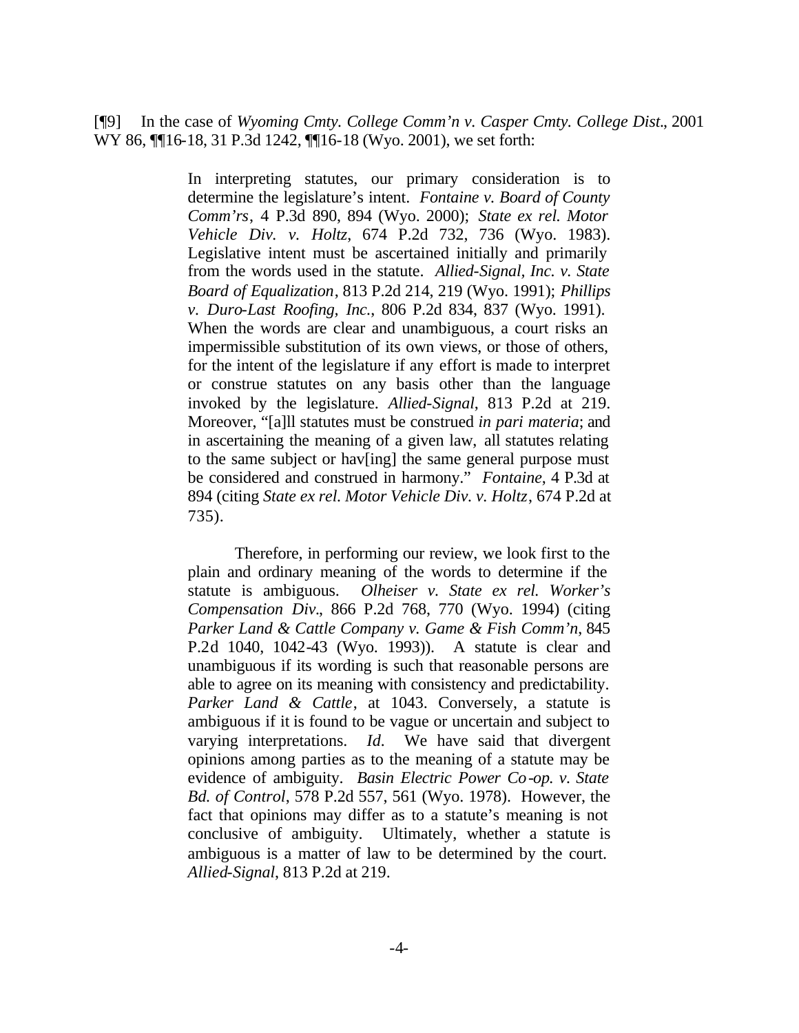[¶9] In the case of *Wyoming Cmty. College Comm'n v. Casper Cmty. College Dist*., 2001 WY 86, ¶¶16-18, 31 P.3d 1242, ¶¶16-18 (Wyo. 2001), we set forth:

> In interpreting statutes, our primary consideration is to determine the legislature's intent. *Fontaine v. Board of County Comm'rs*, 4 P.3d 890, 894 (Wyo. 2000); *State ex rel. Motor Vehicle Div. v. Holtz*, 674 P.2d 732, 736 (Wyo. 1983). Legislative intent must be ascertained initially and primarily from the words used in the statute. *Allied-Signal, Inc. v. State Board of Equalization*, 813 P.2d 214, 219 (Wyo. 1991); *Phillips v. Duro-Last Roofing, Inc.*, 806 P.2d 834, 837 (Wyo. 1991). When the words are clear and unambiguous, a court risks an impermissible substitution of its own views, or those of others, for the intent of the legislature if any effort is made to interpret or construe statutes on any basis other than the language invoked by the legislature. *Allied-Signal*, 813 P.2d at 219. Moreover, "[a]ll statutes must be construed *in pari materia*; and in ascertaining the meaning of a given law, all statutes relating to the same subject or hav[ing] the same general purpose must be considered and construed in harmony." *Fontaine*, 4 P.3d at 894 (citing *State ex rel. Motor Vehicle Div. v. Holtz*, 674 P.2d at 735).
>
> Therefore, in performing our review, we look first to the plain and ordinary meaning of the words to determine if the statute is ambiguous. *Olheiser v. State ex rel. Worker's Compensation Div*., 866 P.2d 768, 770 (Wyo. 1994) (citing *Parker Land & Cattle Company v. Game & Fish Comm'n*, 845 P.2d 1040, 1042-43 (Wyo. 1993)). A statute is clear and unambiguous if its wording is such that reasonable persons are able to agree on its meaning with consistency and predictability. *Parker Land & Cattle*, at 1043. Conversely, a statute is ambiguous if it is found to be vague or uncertain and subject to varying interpretations. *Id*. We have said that divergent opinions among parties as to the meaning of a statute may be evidence of ambiguity. *Basin Electric Power Co-op. v. State Bd. of Control*, 578 P.2d 557, 561 (Wyo. 1978). However, the fact that opinions may differ as to a statute's meaning is not conclusive of ambiguity. Ultimately, whether a statute is ambiguous is a matter of law to be determined by the court. *Allied-Signal*, 813 P.2d at 219.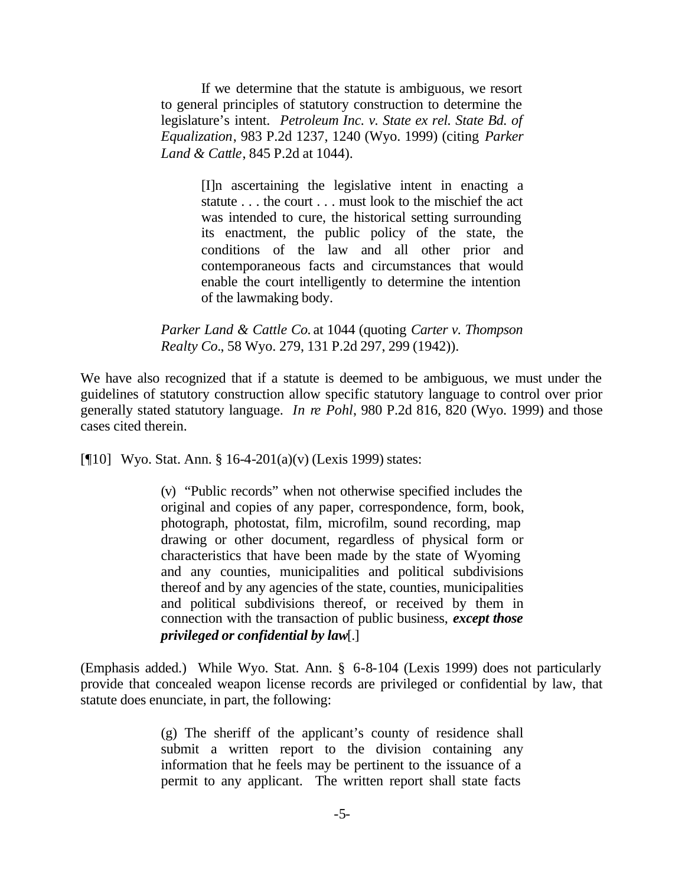> If we determine that the statute is ambiguous, we resort to general principles of statutory construction to determine the legislature's intent. *Petroleum Inc. v. State ex rel. State Bd. of Equalization*, 983 P.2d 1237, 1240 (Wyo. 1999) (citing *Parker Land & Cattle*, 845 P.2d at 1044).
>
> > [I]n ascertaining the legislative intent in enacting a statute . . . the court . . . must look to the mischief the act was intended to cure, the historical setting surrounding its enactment, the public policy of the state, the conditions of the law and all other prior and contemporaneous facts and circumstances that would enable the court intelligently to determine the intention of the lawmaking body.
>
> *Parker Land & Cattle Co.* at 1044 (quoting *Carter v. Thompson Realty Co.*, 58 Wyo. 279, 131 P.2d 297, 299 (1942)).

We have also recognized that if a statute is deemed to be ambiguous, we must under the guidelines of statutory construction allow specific statutory language to control over prior generally stated statutory language. *In re Pohl*, 980 P.2d 816, 820 (Wyo. 1999) and those cases cited therein.

[¶10] Wyo. Stat. Ann. § 16-4-201(a)(v) (Lexis 1999) states:

> (v) "Public records" when not otherwise specified includes the original and copies of any paper, correspondence, form, book, photograph, photostat, film, microfilm, sound recording, map drawing or other document, regardless of physical form or characteristics that have been made by the state of Wyoming and any counties, municipalities and political subdivisions thereof and by any agencies of the state, counties, municipalities and political subdivisions thereof, or received by them in connection with the transaction of public business, ***except those privileged or confidential by law***[.]

(Emphasis added.) While Wyo. Stat. Ann. § 6-8-104 (Lexis 1999) does not particularly provide that concealed weapon license records are privileged or confidential by law, that statute does enunciate, in part, the following:

> (g) The sheriff of the applicant's county of residence shall submit a written report to the division containing any information that he feels may be pertinent to the issuance of a permit to any applicant. The written report shall state facts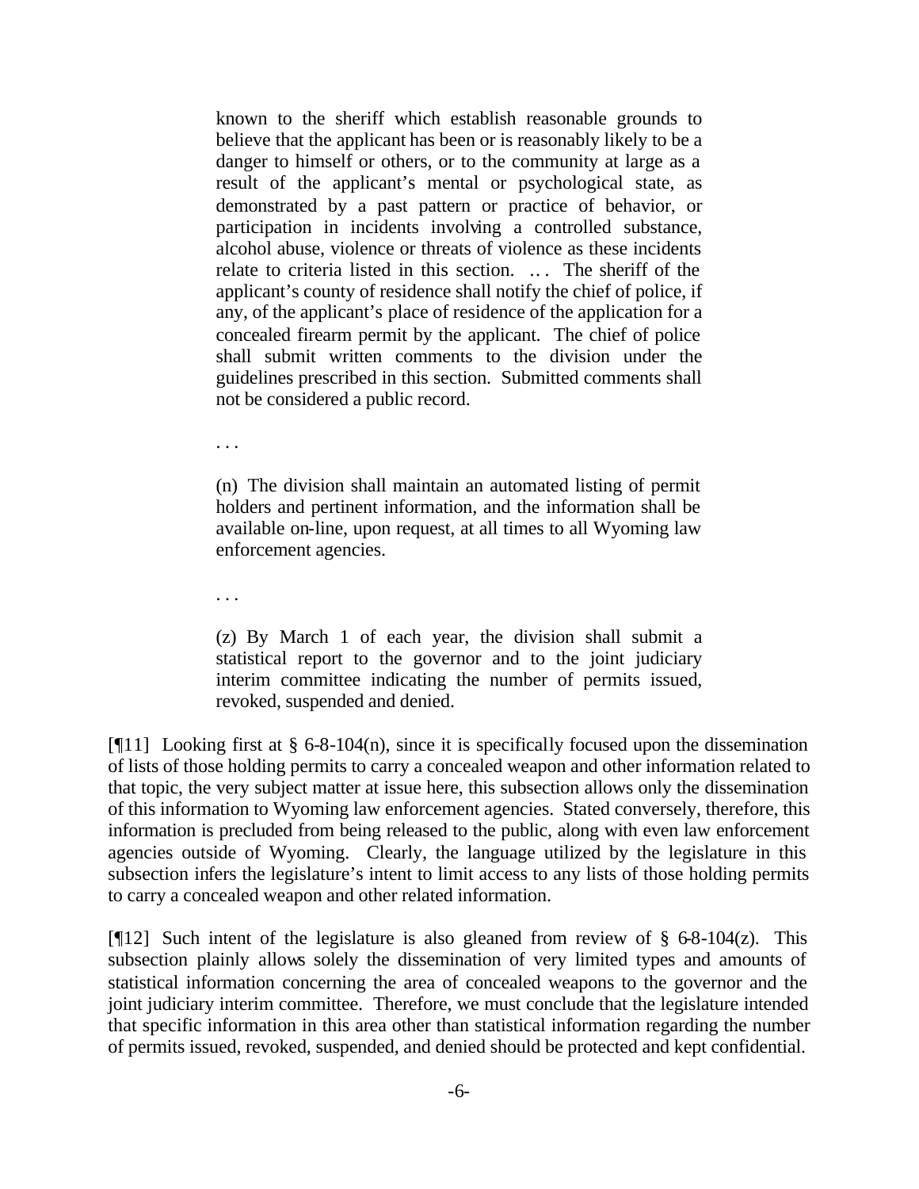> known to the sheriff which establish reasonable grounds to believe that the applicant has been or is reasonably likely to be a danger to himself or others, or to the community at large as a result of the applicant's mental or psychological state, as demonstrated by a past pattern or practice of behavior, or participation in incidents involving a controlled substance, alcohol abuse, violence or threats of violence as these incidents relate to criteria listed in this section. … . The sheriff of the applicant's county of residence shall notify the chief of police, if any, of the applicant's place of residence of the application for a concealed firearm permit by the applicant. The chief of police shall submit written comments to the division under the guidelines prescribed in this section. Submitted comments shall not be considered a public record.
>
> . . .
>
> (n) The division shall maintain an automated listing of permit holders and pertinent information, and the information shall be available on-line, upon request, at all times to all Wyoming law enforcement agencies.
>
> . . .
>
> (z) By March 1 of each year, the division shall submit a statistical report to the governor and to the joint judiciary interim committee indicating the number of permits issued, revoked, suspended and denied.

[¶11] Looking first at § 6-8-104(n), since it is specifically focused upon the dissemination of lists of those holding permits to carry a concealed weapon and other information related to that topic, the very subject matter at issue here, this subsection allows only the dissemination of this information to Wyoming law enforcement agencies. Stated conversely, therefore, this information is precluded from being released to the public, along with even law enforcement agencies outside of Wyoming. Clearly, the language utilized by the legislature in this subsection infers the legislature's intent to limit access to any lists of those holding permits to carry a concealed weapon and other related information.

[¶12] Such intent of the legislature is also gleaned from review of § 6-8-104(z). This subsection plainly allows solely the dissemination of very limited types and amounts of statistical information concerning the area of concealed weapons to the governor and the joint judiciary interim committee. Therefore, we must conclude that the legislature intended that specific information in this area other than statistical information regarding the number of permits issued, revoked, suspended, and denied should be protected and kept confidential.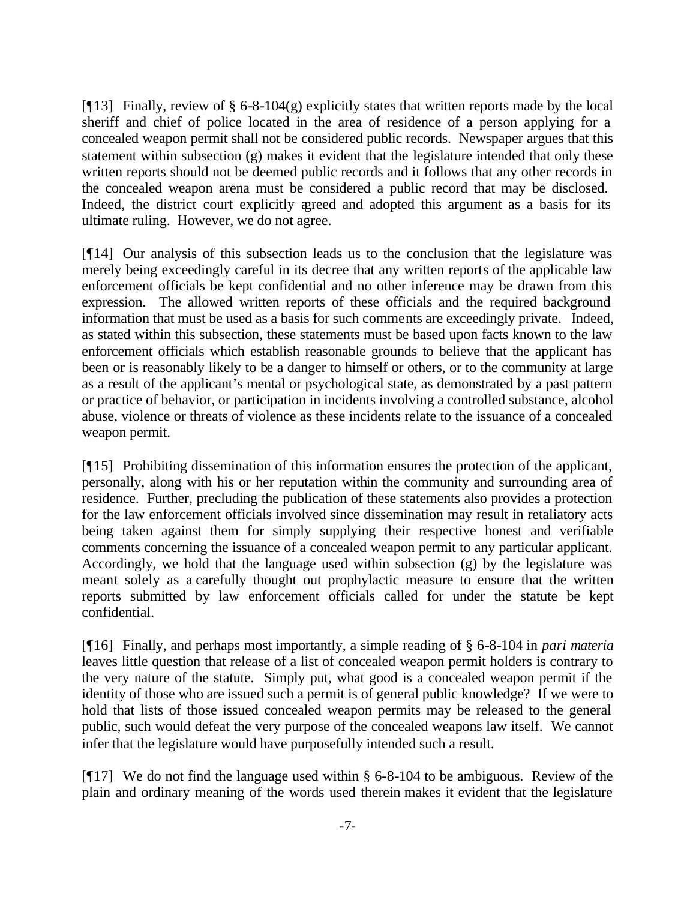[¶13] Finally, review of § 6-8-104(g) explicitly states that written reports made by the local sheriff and chief of police located in the area of residence of a person applying for a concealed weapon permit shall not be considered public records. Newspaper argues that this statement within subsection (g) makes it evident that the legislature intended that only these written reports should not be deemed public records and it follows that any other records in the concealed weapon arena must be considered a public record that may be disclosed. Indeed, the district court explicitly agreed and adopted this argument as a basis for its ultimate ruling. However, we do not agree.

[¶14] Our analysis of this subsection leads us to the conclusion that the legislature was merely being exceedingly careful in its decree that any written reports of the applicable law enforcement officials be kept confidential and no other inference may be drawn from this expression. The allowed written reports of these officials and the required background information that must be used as a basis for such comments are exceedingly private. Indeed, as stated within this subsection, these statements must be based upon facts known to the law enforcement officials which establish reasonable grounds to believe that the applicant has been or is reasonably likely to be a danger to himself or others, or to the community at large as a result of the applicant's mental or psychological state, as demonstrated by a past pattern or practice of behavior, or participation in incidents involving a controlled substance, alcohol abuse, violence or threats of violence as these incidents relate to the issuance of a concealed weapon permit.

[¶15] Prohibiting dissemination of this information ensures the protection of the applicant, personally, along with his or her reputation within the community and surrounding area of residence. Further, precluding the publication of these statements also provides a protection for the law enforcement officials involved since dissemination may result in retaliatory acts being taken against them for simply supplying their respective honest and verifiable comments concerning the issuance of a concealed weapon permit to any particular applicant. Accordingly, we hold that the language used within subsection (g) by the legislature was meant solely as a carefully thought out prophylactic measure to ensure that the written reports submitted by law enforcement officials called for under the statute be kept confidential.

[¶16] Finally, and perhaps most importantly, a simple reading of § 6-8-104 in *pari materia* leaves little question that release of a list of concealed weapon permit holders is contrary to the very nature of the statute. Simply put, what good is a concealed weapon permit if the identity of those who are issued such a permit is of general public knowledge? If we were to hold that lists of those issued concealed weapon permits may be released to the general public, such would defeat the very purpose of the concealed weapons law itself. We cannot infer that the legislature would have purposefully intended such a result.

[¶17] We do not find the language used within § 6-8-104 to be ambiguous. Review of the plain and ordinary meaning of the words used therein makes it evident that the legislature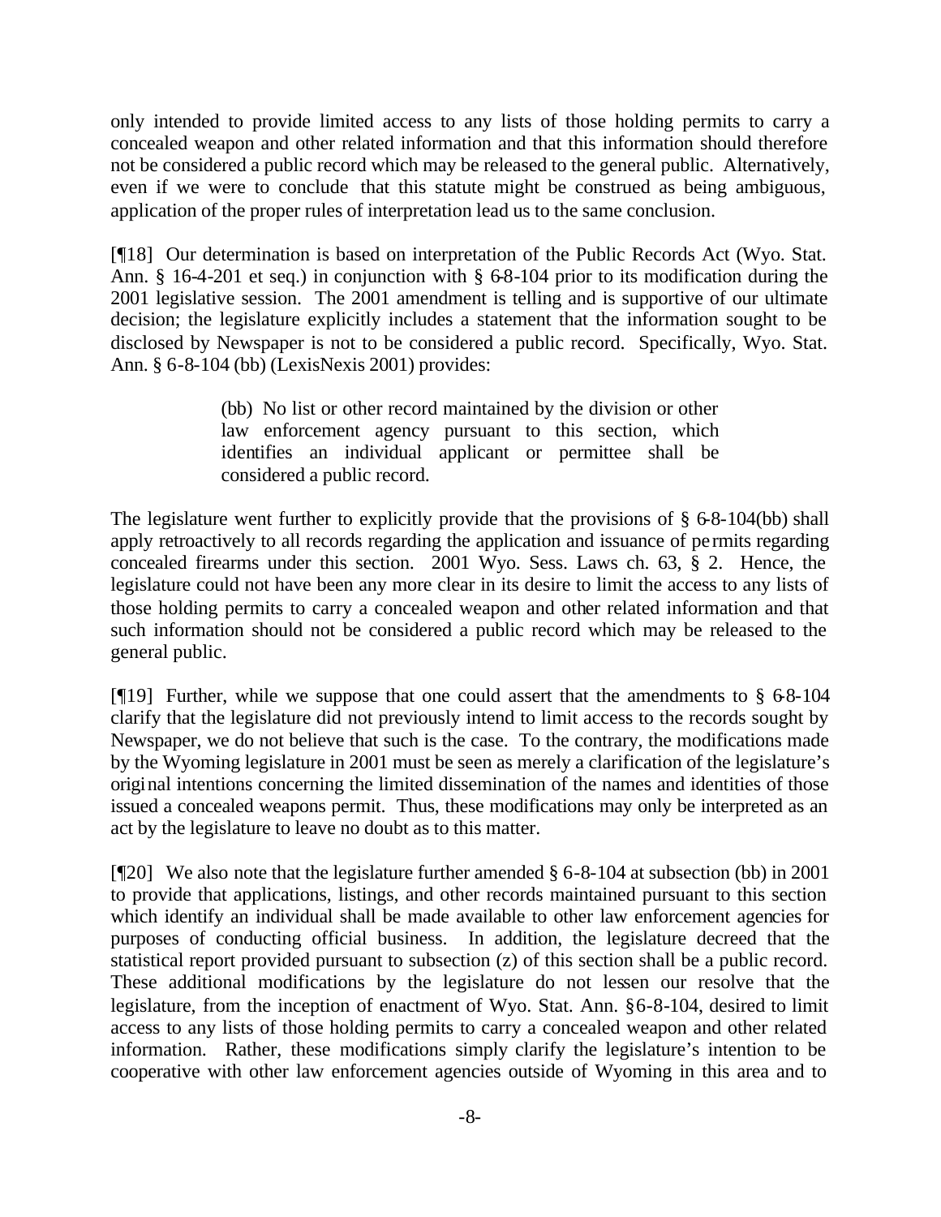only intended to provide limited access to any lists of those holding permits to carry a concealed weapon and other related information and that this information should therefore not be considered a public record which may be released to the general public. Alternatively, even if we were to conclude that this statute might be construed as being ambiguous, application of the proper rules of interpretation lead us to the same conclusion.

[¶18] Our determination is based on interpretation of the Public Records Act (Wyo. Stat. Ann. § 16-4-201 et seq.) in conjunction with § 6-8-104 prior to its modification during the 2001 legislative session. The 2001 amendment is telling and is supportive of our ultimate decision; the legislature explicitly includes a statement that the information sought to be disclosed by Newspaper is not to be considered a public record. Specifically, Wyo. Stat. Ann. § 6-8-104 (bb) (LexisNexis 2001) provides:

> (bb) No list or other record maintained by the division or other law enforcement agency pursuant to this section, which identifies an individual applicant or permittee shall be considered a public record.

The legislature went further to explicitly provide that the provisions of § 6-8-104(bb) shall apply retroactively to all records regarding the application and issuance of permits regarding concealed firearms under this section. 2001 Wyo. Sess. Laws ch. 63, § 2. Hence, the legislature could not have been any more clear in its desire to limit the access to any lists of those holding permits to carry a concealed weapon and other related information and that such information should not be considered a public record which may be released to the general public.

[¶19] Further, while we suppose that one could assert that the amendments to § 6-8-104 clarify that the legislature did not previously intend to limit access to the records sought by Newspaper, we do not believe that such is the case. To the contrary, the modifications made by the Wyoming legislature in 2001 must be seen as merely a clarification of the legislature's original intentions concerning the limited dissemination of the names and identities of those issued a concealed weapons permit. Thus, these modifications may only be interpreted as an act by the legislature to leave no doubt as to this matter.

[¶20] We also note that the legislature further amended § 6-8-104 at subsection (bb) in 2001 to provide that applications, listings, and other records maintained pursuant to this section which identify an individual shall be made available to other law enforcement agencies for purposes of conducting official business. In addition, the legislature decreed that the statistical report provided pursuant to subsection (z) of this section shall be a public record. These additional modifications by the legislature do not lessen our resolve that the legislature, from the inception of enactment of Wyo. Stat. Ann. § 6-8-104, desired to limit access to any lists of those holding permits to carry a concealed weapon and other related information. Rather, these modifications simply clarify the legislature's intention to be cooperative with other law enforcement agencies outside of Wyoming in this area and to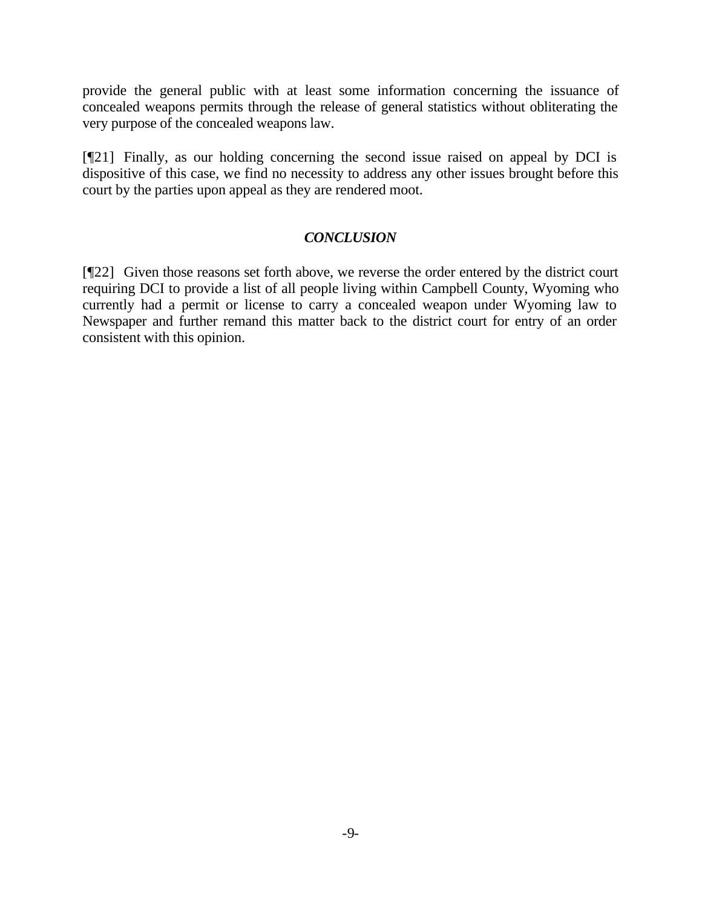provide the general public with at least some information concerning the issuance of concealed weapons permits through the release of general statistics without obliterating the very purpose of the concealed weapons law.

[¶21] Finally, as our holding concerning the second issue raised on appeal by DCI is dispositive of this case, we find no necessity to address any other issues brought before this court by the parties upon appeal as they are rendered moot.

### *CONCLUSION*

[¶22] Given those reasons set forth above, we reverse the order entered by the district court requiring DCI to provide a list of all people living within Campbell County, Wyoming who currently had a permit or license to carry a concealed weapon under Wyoming law to Newspaper and further remand this matter back to the district court for entry of an order consistent with this opinion.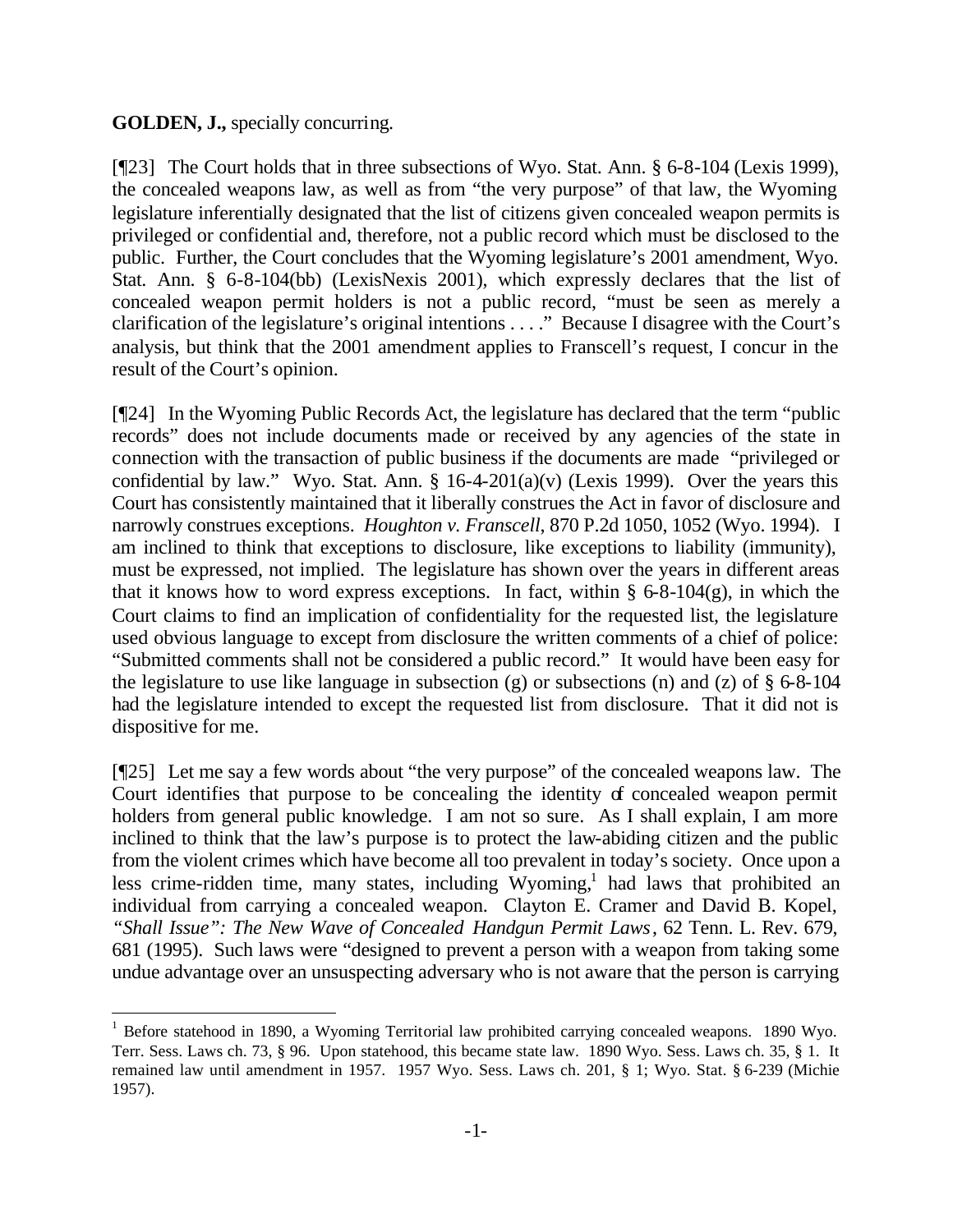**GOLDEN, J.,** specially concurring.

[¶23] The Court holds that in three subsections of Wyo. Stat. Ann. § 6-8-104 (Lexis 1999), the concealed weapons law, as well as from "the very purpose" of that law, the Wyoming legislature inferentially designated that the list of citizens given concealed weapon permits is privileged or confidential and, therefore, not a public record which must be disclosed to the public. Further, the Court concludes that the Wyoming legislature's 2001 amendment, Wyo. Stat. Ann. § 6-8-104(bb) (LexisNexis 2001), which expressly declares that the list of concealed weapon permit holders is not a public record, "must be seen as merely a clarification of the legislature's original intentions . . . ." Because I disagree with the Court's analysis, but think that the 2001 amendment applies to Franscell's request, I concur in the result of the Court's opinion.

[¶24] In the Wyoming Public Records Act, the legislature has declared that the term "public records" does not include documents made or received by any agencies of the state in connection with the transaction of public business if the documents are made "privileged or confidential by law." Wyo. Stat. Ann. § 16-4-201(a)(v) (Lexis 1999). Over the years this Court has consistently maintained that it liberally construes the Act in favor of disclosure and narrowly construes exceptions. *Houghton v. Franscell*, 870 P.2d 1050, 1052 (Wyo. 1994). I am inclined to think that exceptions to disclosure, like exceptions to liability (immunity), must be expressed, not implied. The legislature has shown over the years in different areas that it knows how to word express exceptions. In fact, within § 6-8-104(g), in which the Court claims to find an implication of confidentiality for the requested list, the legislature used obvious language to except from disclosure the written comments of a chief of police: "Submitted comments shall not be considered a public record." It would have been easy for the legislature to use like language in subsection (g) or subsections (n) and (z) of § 6-8-104 had the legislature intended to except the requested list from disclosure. That it did not is dispositive for me.

[¶25] Let me say a few words about "the very purpose" of the concealed weapons law. The Court identifies that purpose to be concealing the identity of concealed weapon permit holders from general public knowledge. I am not so sure. As I shall explain, I am more inclined to think that the law's purpose is to protect the law-abiding citizen and the public from the violent crimes which have become all too prevalent in today's society. Once upon a less crime-ridden time, many states, including Wyoming,[1] had laws that prohibited an individual from carrying a concealed weapon. Clayton E. Cramer and David B. Kopel, *"Shall Issue": The New Wave of Concealed Handgun Permit Laws*, 62 Tenn. L. Rev. 679, 681 (1995). Such laws were "designed to prevent a person with a weapon from taking some undue advantage over an unsuspecting adversary who is not aware that the person is carrying

---

[1] Before statehood in 1890, a Wyoming Territorial law prohibited carrying concealed weapons. 1890 Wyo. Terr. Sess. Laws ch. 73, § 96. Upon statehood, this became state law. 1890 Wyo. Sess. Laws ch. 35, § 1. It remained law until amendment in 1957. 1957 Wyo. Sess. Laws ch. 201, § 1; Wyo. Stat. § 6-239 (Michie 1957).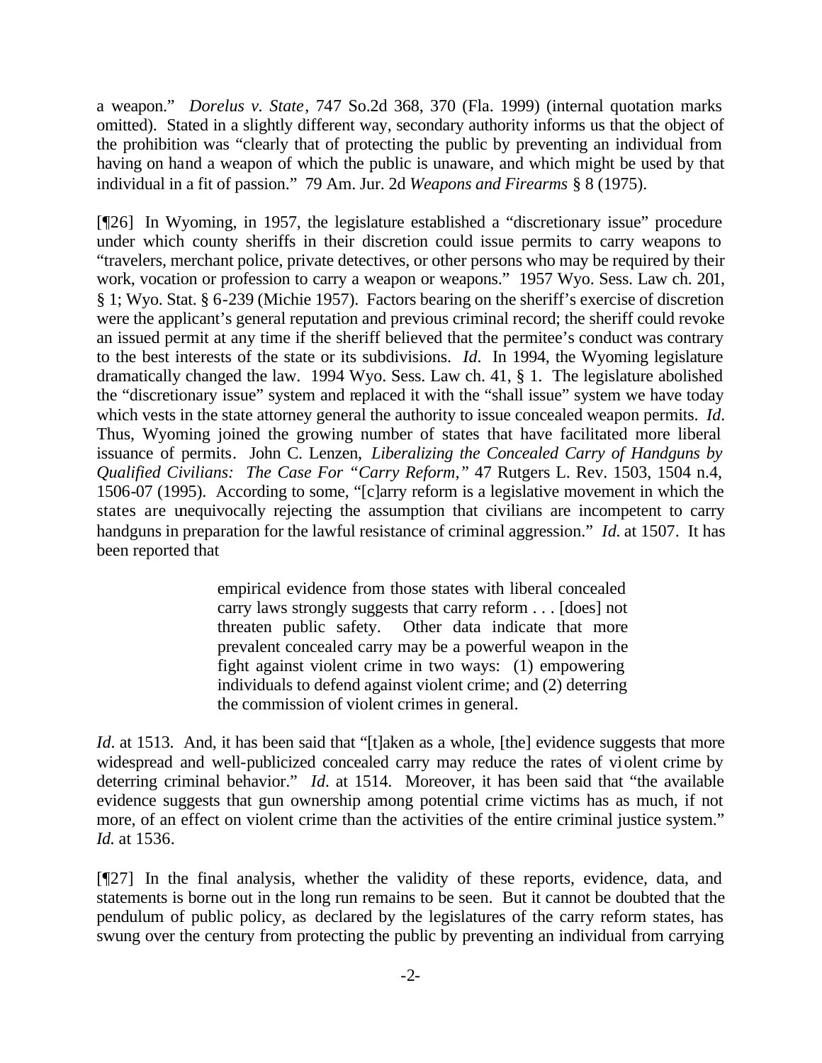a weapon." *Dorelus v. State*, 747 So.2d 368, 370 (Fla. 1999) (internal quotation marks omitted). Stated in a slightly different way, secondary authority informs us that the object of the prohibition was "clearly that of protecting the public by preventing an individual from having on hand a weapon of which the public is unaware, and which might be used by that individual in a fit of passion." 79 Am. Jur. 2d *Weapons and Firearms* § 8 (1975).

[¶26] In Wyoming, in 1957, the legislature established a "discretionary issue" procedure under which county sheriffs in their discretion could issue permits to carry weapons to "travelers, merchant police, private detectives, or other persons who may be required by their work, vocation or profession to carry a weapon or weapons." 1957 Wyo. Sess. Law ch. 201, § 1; Wyo. Stat. § 6-239 (Michie 1957). Factors bearing on the sheriff's exercise of discretion were the applicant's general reputation and previous criminal record; the sheriff could revoke an issued permit at any time if the sheriff believed that the permitee's conduct was contrary to the best interests of the state or its subdivisions. *Id.* In 1994, the Wyoming legislature dramatically changed the law. 1994 Wyo. Sess. Law ch. 41, § 1. The legislature abolished the "discretionary issue" system and replaced it with the "shall issue" system we have today which vests in the state attorney general the authority to issue concealed weapon permits. *Id.* Thus, Wyoming joined the growing number of states that have facilitated more liberal issuance of permits. John C. Lenzen, *Liberalizing the Concealed Carry of Handguns by Qualified Civilians: The Case For "Carry Reform,"* 47 Rutgers L. Rev. 1503, 1504 n.4, 1506-07 (1995). According to some, "[c]arry reform is a legislative movement in which the states are unequivocally rejecting the assumption that civilians are incompetent to carry handguns in preparation for the lawful resistance of criminal aggression." *Id.* at 1507. It has been reported that

> empirical evidence from those states with liberal concealed carry laws strongly suggests that carry reform . . . [does] not threaten public safety. Other data indicate that more prevalent concealed carry may be a powerful weapon in the fight against violent crime in two ways: (1) empowering individuals to defend against violent crime; and (2) deterring the commission of violent crimes in general.

*Id.* at 1513. And, it has been said that "[t]aken as a whole, [the] evidence suggests that more widespread and well-publicized concealed carry may reduce the rates of violent crime by deterring criminal behavior." *Id.* at 1514. Moreover, it has been said that "the available evidence suggests that gun ownership among potential crime victims has as much, if not more, of an effect on violent crime than the activities of the entire criminal justice system." *Id.* at 1536.

[¶27] In the final analysis, whether the validity of these reports, evidence, data, and statements is borne out in the long run remains to be seen. But it cannot be doubted that the pendulum of public policy, as declared by the legislatures of the carry reform states, has swung over the century from protecting the public by preventing an individual from carrying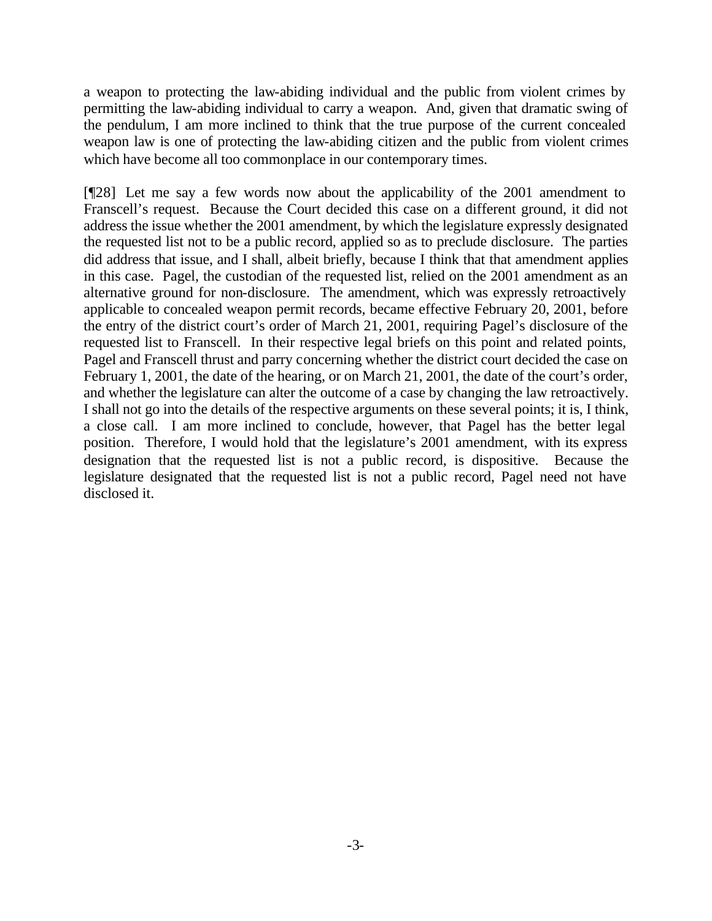a weapon to protecting the law-abiding individual and the public from violent crimes by permitting the law-abiding individual to carry a weapon. And, given that dramatic swing of the pendulum, I am more inclined to think that the true purpose of the current concealed weapon law is one of protecting the law-abiding citizen and the public from violent crimes which have become all too commonplace in our contemporary times.

[¶28] Let me say a few words now about the applicability of the 2001 amendment to Franscell's request. Because the Court decided this case on a different ground, it did not address the issue whether the 2001 amendment, by which the legislature expressly designated the requested list not to be a public record, applied so as to preclude disclosure. The parties did address that issue, and I shall, albeit briefly, because I think that that amendment applies in this case. Pagel, the custodian of the requested list, relied on the 2001 amendment as an alternative ground for non-disclosure. The amendment, which was expressly retroactively applicable to concealed weapon permit records, became effective February 20, 2001, before the entry of the district court's order of March 21, 2001, requiring Pagel's disclosure of the requested list to Franscell. In their respective legal briefs on this point and related points, Pagel and Franscell thrust and parry concerning whether the district court decided the case on February 1, 2001, the date of the hearing, or on March 21, 2001, the date of the court's order, and whether the legislature can alter the outcome of a case by changing the law retroactively. I shall not go into the details of the respective arguments on these several points; it is, I think, a close call. I am more inclined to conclude, however, that Pagel has the better legal position. Therefore, I would hold that the legislature's 2001 amendment, with its express designation that the requested list is not a public record, is dispositive. Because the legislature designated that the requested list is not a public record, Pagel need not have disclosed it.